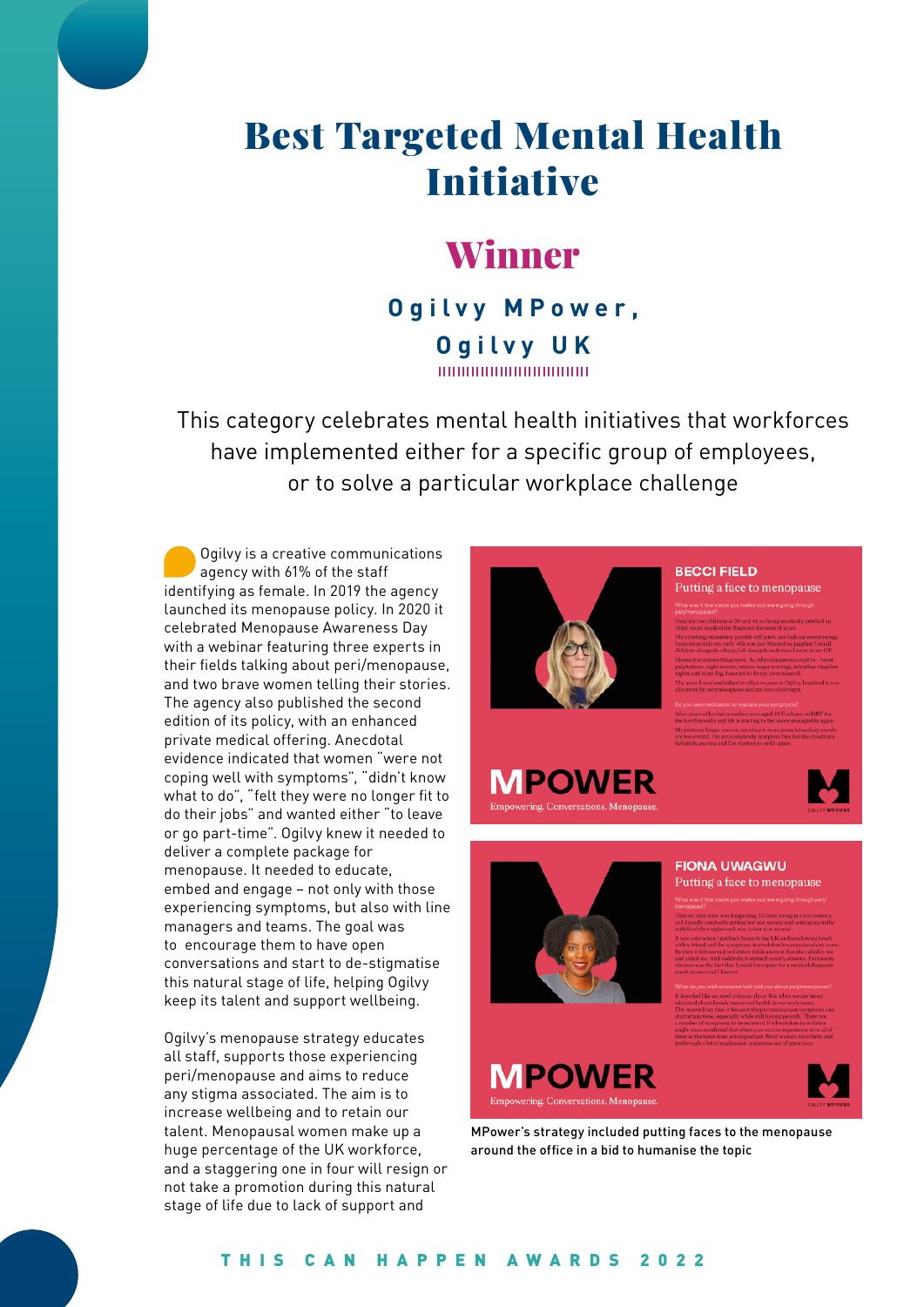# Best Targeted Mental Health Initiative

## Winner

**Ogilvy MPower, Ogilvy UK**

This category celebrates mental health initiatives that workforces have implemented either for a specific group of employees, or to solve a particular workplace challenge

Ogilvy is a creative communications agency with 61% of the staff identifying as female. In 2019 the agency launched its menopause policy. In 2020 it celebrated Menopause Awareness Day with a webinar featuring three experts in their fields talking about peri/menopause, and two brave women telling their stories. The agency also published the second edition of its policy, with an enhanced private medical offering. Anecdotal evidence indicated that women "were not coping well with symptoms", "didn't know what to do", "felt they were no longer fit to do their jobs" and wanted either "to leave or go part-time". Ogilvy knew it needed to deliver a complete package for menopause. It needed to educate, embed and engage – not only with those experiencing symptoms, but also with line managers and teams. The goal was to encourage them to have open conversations and start to de-stigmatise this natural stage of life, helping Ogilvy keep its talent and support wellbeing.

Ogilvy's menopause strategy educates all staff, supports those experiencing peri/menopause and aims to reduce any stigma associated. The aim is to increase wellbeing and to retain our talent. Menopausal women make up a huge percentage of the UK workforce, and a staggering one in four will resign or not take a promotion during this natural stage of life due to lack of support and

MPower's strategy included putting faces to the menopause around the office in a bid to humanise the topic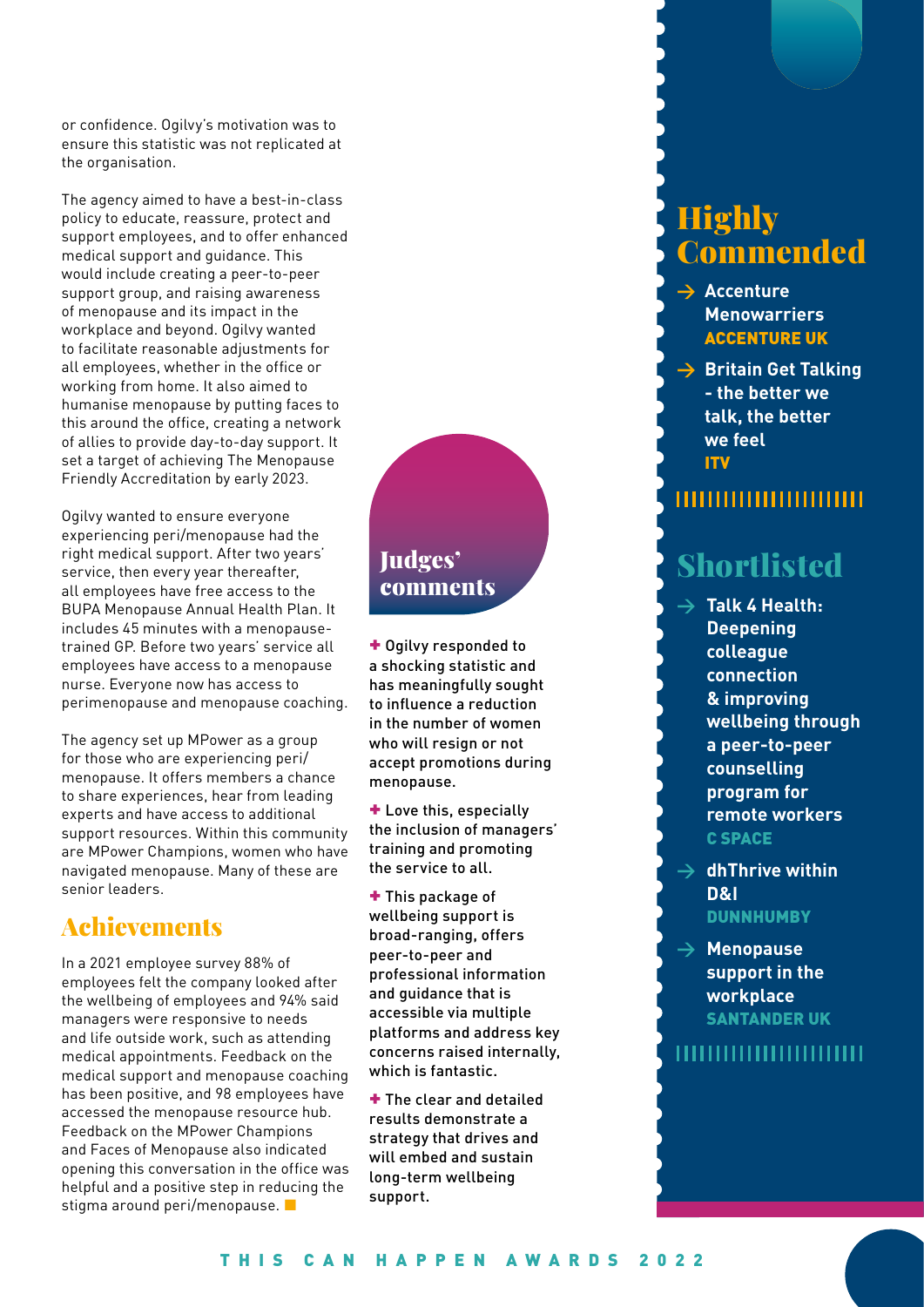or confidence. Ogilvy's motivation was to ensure this statistic was not replicated at the organisation.

The agency aimed to have a best-in-class policy to educate, reassure, protect and support employees, and to offer enhanced medical support and guidance. This would include creating a peer-to-peer support group, and raising awareness of menopause and its impact in the workplace and beyond. Ogilvy wanted to facilitate reasonable adjustments for all employees, whether in the office or working from home. It also aimed to humanise menopause by putting faces to this around the office, creating a network of allies to provide day-to-day support. It set a target of achieving The Menopause Friendly Accreditation by early 2023.

Ogilvy wanted to ensure everyone experiencing peri/menopause had the right medical support. After two years' service, then every year thereafter, all employees have free access to the BUPA Menopause Annual Health Plan. It includes 45 minutes with a menopause-trained GP. Before two years' service all employees have access to a menopause nurse. Everyone now has access to perimenopause and menopause coaching.

The agency set up MPower as a group for those who are experiencing peri/menopause. It offers members a chance to share experiences, hear from leading experts and have access to additional support resources. Within this community are MPower Champions, women who have navigated menopause. Many of these are senior leaders.

## Achievements

In a 2021 employee survey 88% of employees felt the company looked after the wellbeing of employees and 94% said managers were responsive to needs and life outside work, such as attending medical appointments. Feedback on the medical support and menopause coaching has been positive, and 98 employees have accessed the menopause resource hub. Feedback on the MPower Champions and Faces of Menopause also indicated opening this conversation in the office was helpful and a positive step in reducing the stigma around peri/menopause.

## Judges' comments

+ Ogilvy responded to a shocking statistic and has meaningfully sought to influence a reduction in the number of women who will resign or not accept promotions during menopause.

+ Love this, especially the inclusion of managers' training and promoting the service to all.

+ This package of wellbeing support is broad-ranging, offers peer-to-peer and professional information and guidance that is accessible via multiple platforms and address key concerns raised internally, which is fantastic.

+ The clear and detailed results demonstrate a strategy that drives and will embed and sustain long-term wellbeing support.

## Highly Commended

- **Accenture Menowarriers**
  **ACCENTURE UK**
- **Britain Get Talking - the better we talk, the better we feel**
  **ITV**

## Shortlisted

- **Talk 4 Health: Deepening colleague connection & improving wellbeing through a peer-to-peer counselling program for remote workers**
  **C SPACE**
- **dhThrive within D&I**
  **DUNNHUMBY**
- **Menopause support in the workplace**
  **SANTANDER UK**